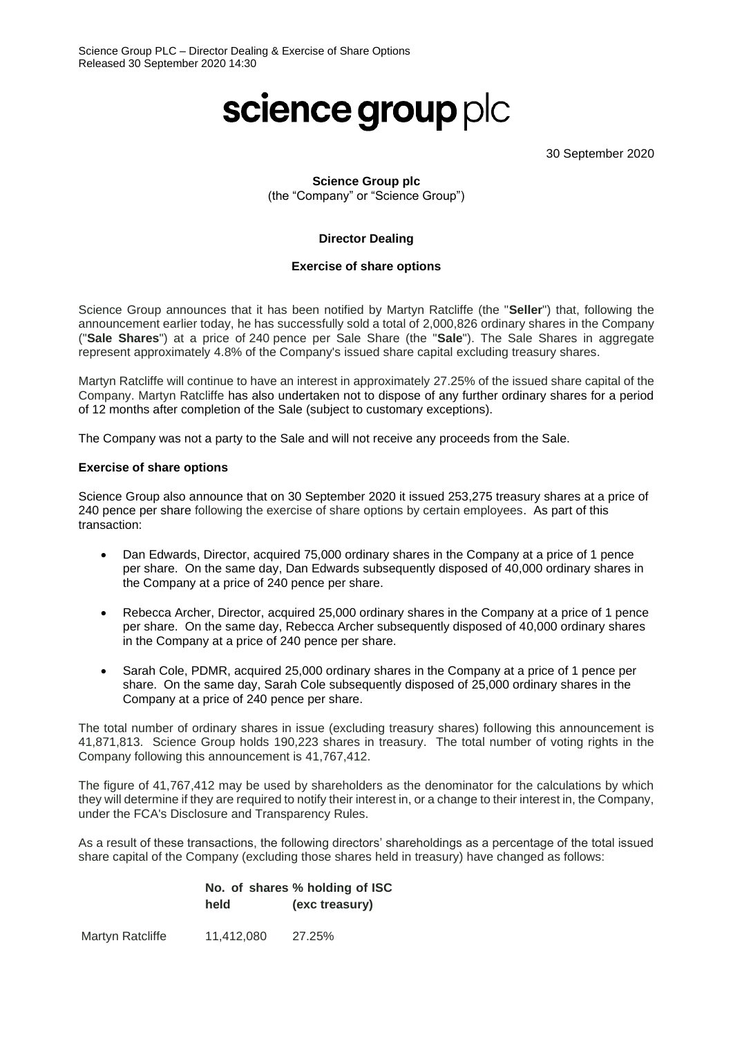Science Group PLC – Director Dealing & Exercise of Share Options
Released 30 September 2020 14:30

# science group plc

30 September 2020

**Science Group plc**
(the "Company" or "Science Group")

**Director Dealing**

**Exercise of share options**

Science Group announces that it has been notified by Martyn Ratcliffe (the "**Seller**") that, following the announcement earlier today, he has successfully sold a total of 2,000,826 ordinary shares in the Company ("**Sale Shares**") at a price of 240 pence per Sale Share (the "**Sale**"). The Sale Shares in aggregate represent approximately 4.8% of the Company's issued share capital excluding treasury shares.

Martyn Ratcliffe will continue to have an interest in approximately 27.25% of the issued share capital of the Company. Martyn Ratcliffe has also undertaken not to dispose of any further ordinary shares for a period of 12 months after completion of the Sale (subject to customary exceptions).

The Company was not a party to the Sale and will not receive any proceeds from the Sale.

**Exercise of share options**

Science Group also announce that on 30 September 2020 it issued 253,275 treasury shares at a price of 240 pence per share following the exercise of share options by certain employees. As part of this transaction:

- Dan Edwards, Director, acquired 75,000 ordinary shares in the Company at a price of 1 pence per share. On the same day, Dan Edwards subsequently disposed of 40,000 ordinary shares in the Company at a price of 240 pence per share.
- Rebecca Archer, Director, acquired 25,000 ordinary shares in the Company at a price of 1 pence per share. On the same day, Rebecca Archer subsequently disposed of 40,000 ordinary shares in the Company at a price of 240 pence per share.
- Sarah Cole, PDMR, acquired 25,000 ordinary shares in the Company at a price of 1 pence per share. On the same day, Sarah Cole subsequently disposed of 25,000 ordinary shares in the Company at a price of 240 pence per share.

The total number of ordinary shares in issue (excluding treasury shares) following this announcement is 41,871,813. Science Group holds 190,223 shares in treasury. The total number of voting rights in the Company following this announcement is 41,767,412.

The figure of 41,767,412 may be used by shareholders as the denominator for the calculations by which they will determine if they are required to notify their interest in, or a change to their interest in, the Company, under the FCA's Disclosure and Transparency Rules.

As a result of these transactions, the following directors' shareholdings as a percentage of the total issued share capital of the Company (excluding those shares held in treasury) have changed as follows:

| | **No. of shares held** | **% holding of ISC (exc treasury)** |
|---|---|---|
| Martyn Ratcliffe | 11,412,080 | 27.25% |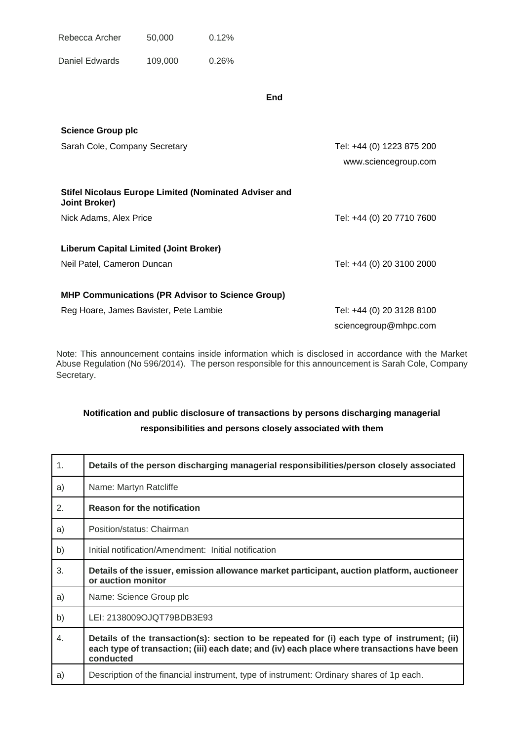| Rebecca Archer | 50,000 | 0.12% |
|---|---|---|
| Daniel Edwards | 109,000 | 0.26% |

**End**

| | |
|---|---|
| **Science Group plc** | |
| Sarah Cole, Company Secretary | Tel: +44 (0) 1223 875 200 |
| | www.sciencegroup.com |
| **Stifel Nicolaus Europe Limited (Nominated Adviser and Joint Broker)** | |
| Nick Adams, Alex Price | Tel: +44 (0) 20 7710 7600 |
| **Liberum Capital Limited (Joint Broker)** | |
| Neil Patel, Cameron Duncan | Tel: +44 (0) 20 3100 2000 |
| **MHP Communications (PR Advisor to Science Group)** | |
| Reg Hoare, James Bavister, Pete Lambie | Tel: +44 (0) 20 3128 8100 |
| | sciencegroup@mhpc.com |

Note: This announcement contains inside information which is disclosed in accordance with the Market Abuse Regulation (No 596/2014). The person responsible for this announcement is Sarah Cole, Company Secretary.

**Notification and public disclosure of transactions by persons discharging managerial responsibilities and persons closely associated with them**

| | |
|---|---|
| 1. | **Details of the person discharging managerial responsibilities/person closely associated** |
| a) | Name: Martyn Ratcliffe |
| 2. | **Reason for the notification** |
| a) | Position/status: Chairman |
| b) | Initial notification/Amendment: Initial notification |
| 3. | **Details of the issuer, emission allowance market participant, auction platform, auctioneer or auction monitor** |
| a) | Name: Science Group plc |
| b) | LEI: 2138009OJQT79BDB3E93 |
| 4. | **Details of the transaction(s): section to be repeated for (i) each type of instrument; (ii) each type of transaction; (iii) each date; and (iv) each place where transactions have been conducted** |
| a) | Description of the financial instrument, type of instrument: Ordinary shares of 1p each. |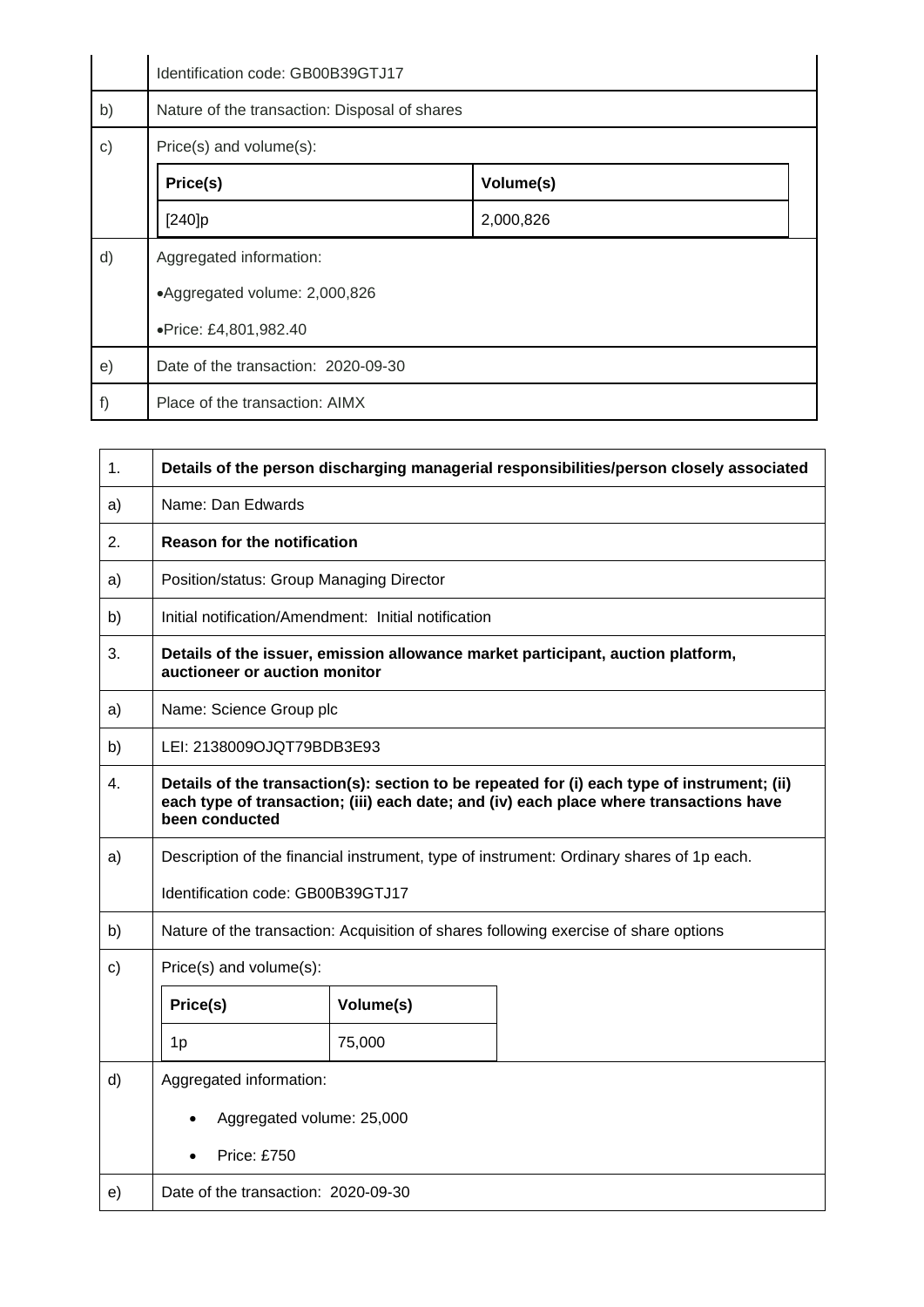| | |
|---|---|
| | Identification code: GB00B39GTJ17 |
| b) | Nature of the transaction: Disposal of shares |
| c) | Price(s) and volume(s): |
| | **Price(s)** / **Volume(s)**: [240]p / 2,000,826 |
| d) | Aggregated information:<br>•Aggregated volume: 2,000,826<br>•Price: £4,801,982.40 |
| e) | Date of the transaction: 2020-09-30 |
| f) | Place of the transaction: AIMX |

| | |
|---|---|
| 1. | **Details of the person discharging managerial responsibilities/person closely associated** |
| a) | Name: Dan Edwards |
| 2. | **Reason for the notification** |
| a) | Position/status: Group Managing Director |
| b) | Initial notification/Amendment: Initial notification |
| 3. | **Details of the issuer, emission allowance market participant, auction platform, auctioneer or auction monitor** |
| a) | Name: Science Group plc |
| b) | LEI: 2138009OJQT79BDB3E93 |
| 4. | **Details of the transaction(s): section to be repeated for (i) each type of instrument; (ii) each type of transaction; (iii) each date; and (iv) each place where transactions have been conducted** |
| a) | Description of the financial instrument, type of instrument: Ordinary shares of 1p each.<br>Identification code: GB00B39GTJ17 |
| b) | Nature of the transaction: Acquisition of shares following exercise of share options |
| c) | Price(s) and volume(s): |
| | **Price(s)** / **Volume(s)**: 1p / 75,000 |
| d) | Aggregated information:<br>• Aggregated volume: 25,000<br>• Price: £750 |
| e) | Date of the transaction: 2020-09-30 |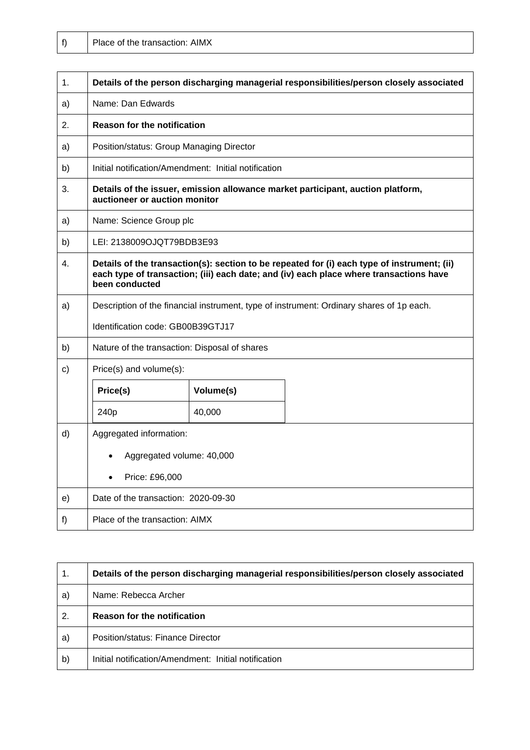| f) | Place of the transaction: AIMX |
|---|---|

| 1. | **Details of the person discharging managerial responsibilities/person closely associated** |
|---|---|
| a) | Name: Dan Edwards |
| 2. | **Reason for the notification** |
| a) | Position/status: Group Managing Director |
| b) | Initial notification/Amendment: Initial notification |
| 3. | **Details of the issuer, emission allowance market participant, auction platform, auctioneer or auction monitor** |
| a) | Name: Science Group plc |
| b) | LEI: 2138009OJQT79BDB3E93 |
| 4. | **Details of the transaction(s): section to be repeated for (i) each type of instrument; (ii) each type of transaction; (iii) each date; and (iv) each place where transactions have been conducted** |
| a) | Description of the financial instrument, type of instrument: Ordinary shares of 1p each. <br> Identification code: GB00B39GTJ17 |
| b) | Nature of the transaction: Disposal of shares |
| c) | Price(s) and volume(s): <br> **Price(s)**: 240p — **Volume(s)**: 40,000 |
| d) | Aggregated information: <br> • Aggregated volume: 40,000 <br> • Price: £96,000 |
| e) | Date of the transaction: 2020-09-30 |
| f) | Place of the transaction: AIMX |

| 1. | **Details of the person discharging managerial responsibilities/person closely associated** |
|---|---|
| a) | Name: Rebecca Archer |
| 2. | **Reason for the notification** |
| a) | Position/status: Finance Director |
| b) | Initial notification/Amendment: Initial notification |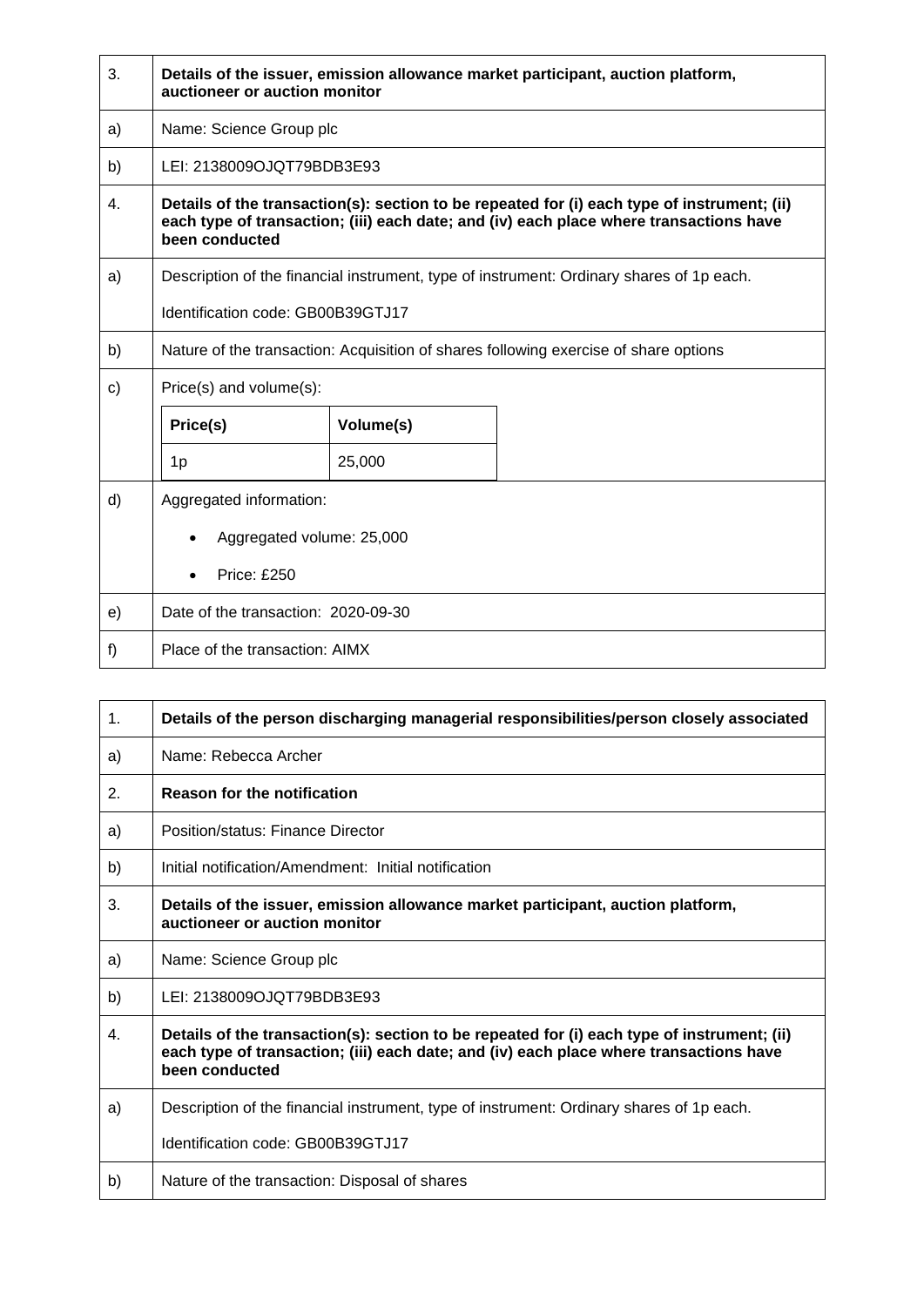| 3. | **Details of the issuer, emission allowance market participant, auction platform, auctioneer or auction monitor** |
|---|---|
| a) | Name: Science Group plc |
| b) | LEI: 2138009OJQT79BDB3E93 |
| 4. | **Details of the transaction(s): section to be repeated for (i) each type of instrument; (ii) each type of transaction; (iii) each date; and (iv) each place where transactions have been conducted** |
| a) | Description of the financial instrument, type of instrument: Ordinary shares of 1p each.<br><br>Identification code: GB00B39GTJ17 |
| b) | Nature of the transaction: Acquisition of shares following exercise of share options |
| c) | Price(s) and volume(s):<br><br>**Price(s)**: 1p — **Volume(s)**: 25,000 |
| d) | Aggregated information:<br><br>• Aggregated volume: 25,000<br><br>• Price: £250 |
| e) | Date of the transaction: 2020-09-30 |
| f) | Place of the transaction: AIMX |

| 1. | **Details of the person discharging managerial responsibilities/person closely associated** |
|---|---|
| a) | Name: Rebecca Archer |
| 2. | **Reason for the notification** |
| a) | Position/status: Finance Director |
| b) | Initial notification/Amendment: Initial notification |
| 3. | **Details of the issuer, emission allowance market participant, auction platform, auctioneer or auction monitor** |
| a) | Name: Science Group plc |
| b) | LEI: 2138009OJQT79BDB3E93 |
| 4. | **Details of the transaction(s): section to be repeated for (i) each type of instrument; (ii) each type of transaction; (iii) each date; and (iv) each place where transactions have been conducted** |
| a) | Description of the financial instrument, type of instrument: Ordinary shares of 1p each.<br><br>Identification code: GB00B39GTJ17 |
| b) | Nature of the transaction: Disposal of shares |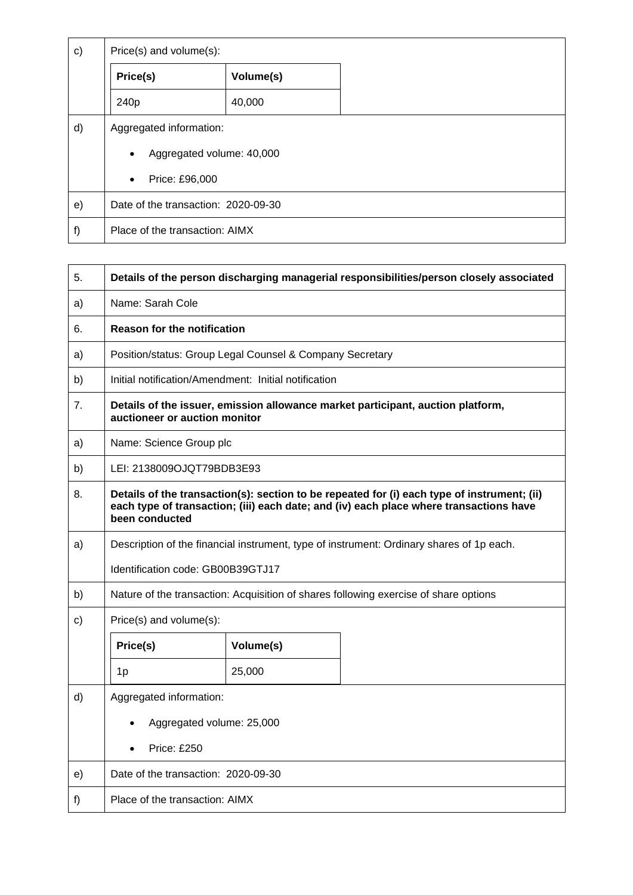| | |
|---|---|
| c) | Price(s) and volume(s): |
| | Price(s) \| Volume(s)<br>240p \| 40,000 |
| d) | Aggregated information:<br>• Aggregated volume: 40,000<br>• Price: £96,000 |
| e) | Date of the transaction: 2020-09-30 |
| f) | Place of the transaction: AIMX |

| | |
|---|---|
| 5. | **Details of the person discharging managerial responsibilities/person closely associated** |
| a) | Name: Sarah Cole |
| 6. | **Reason for the notification** |
| a) | Position/status: Group Legal Counsel & Company Secretary |
| b) | Initial notification/Amendment: Initial notification |
| 7. | **Details of the issuer, emission allowance market participant, auction platform, auctioneer or auction monitor** |
| a) | Name: Science Group plc |
| b) | LEI: 2138009OJQT79BDB3E93 |
| 8. | **Details of the transaction(s): section to be repeated for (i) each type of instrument; (ii) each type of transaction; (iii) each date; and (iv) each place where transactions have been conducted** |
| a) | Description of the financial instrument, type of instrument: Ordinary shares of 1p each.<br>Identification code: GB00B39GTJ17 |
| b) | Nature of the transaction: Acquisition of shares following exercise of share options |
| c) | Price(s) and volume(s): |
| | Price(s) \| Volume(s)<br>1p \| 25,000 |
| d) | Aggregated information:<br>• Aggregated volume: 25,000<br>• Price: £250 |
| e) | Date of the transaction: 2020-09-30 |
| f) | Place of the transaction: AIMX |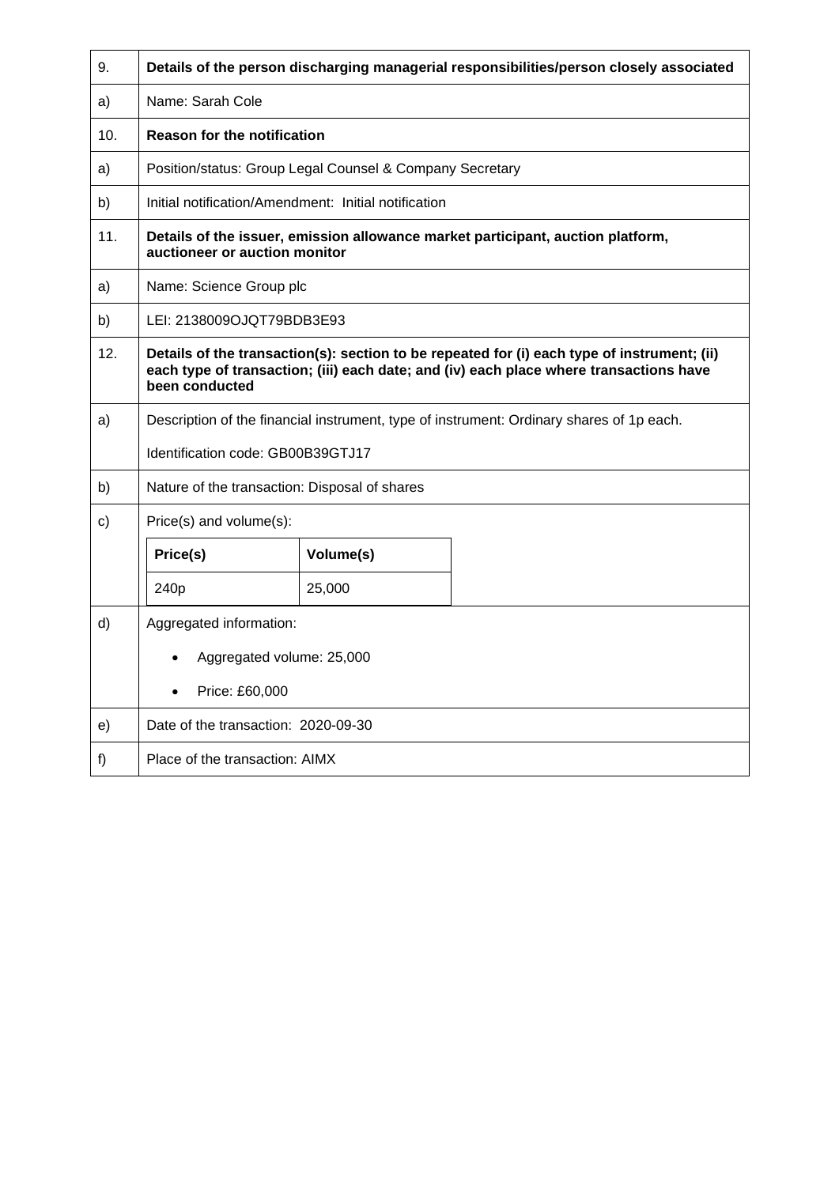| | |
|---|---|
| 9. | **Details of the person discharging managerial responsibilities/person closely associated** |
| a) | Name: Sarah Cole |
| 10. | **Reason for the notification** |
| a) | Position/status: Group Legal Counsel & Company Secretary |
| b) | Initial notification/Amendment: Initial notification |
| 11. | **Details of the issuer, emission allowance market participant, auction platform, auctioneer or auction monitor** |
| a) | Name: Science Group plc |
| b) | LEI: 2138009OJQT79BDB3E93 |
| 12. | **Details of the transaction(s): section to be repeated for (i) each type of instrument; (ii) each type of transaction; (iii) each date; and (iv) each place where transactions have been conducted** |
| a) | Description of the financial instrument, type of instrument: Ordinary shares of 1p each.<br><br>Identification code: GB00B39GTJ17 |
| b) | Nature of the transaction: Disposal of shares |
| c) | Price(s) and volume(s):<br><br>**Price(s)**: 240p — **Volume(s)**: 25,000 |
| d) | Aggregated information:<br>• Aggregated volume: 25,000<br>• Price: £60,000 |
| e) | Date of the transaction: 2020-09-30 |
| f) | Place of the transaction: AIMX |